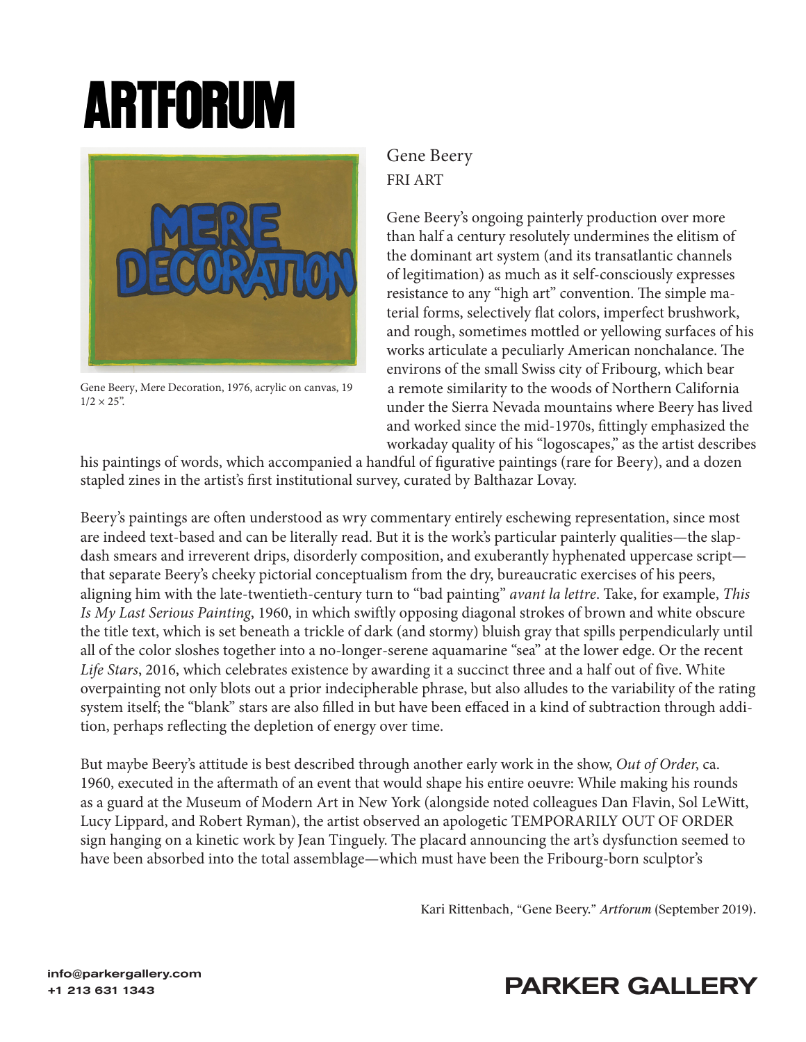# ARTFORUM

Gene Beery, Mere Decoration, 1976, acrylic on canvas, 19 1/2 × 25".

## Gene Beery

FRI ART

Gene Beery's ongoing painterly production over more than half a century resolutely undermines the elitism of the dominant art system (and its transatlantic channels of legitimation) as much as it self-consciously expresses resistance to any "high art" convention. The simple material forms, selectively flat colors, imperfect brushwork, and rough, sometimes mottled or yellowing surfaces of his works articulate a peculiarly American nonchalance. The environs of the small Swiss city of Fribourg, which bear a remote similarity to the woods of Northern California under the Sierra Nevada mountains where Beery has lived and worked since the mid-1970s, fittingly emphasized the workaday quality of his "logoscapes," as the artist describes his paintings of words, which accompanied a handful of figurative paintings (rare for Beery), and a dozen stapled zines in the artist's first institutional survey, curated by Balthazar Lovay.

Beery's paintings are often understood as wry commentary entirely eschewing representation, since most are indeed text-based and can be literally read. But it is the work's particular painterly qualities—the slapdash smears and irreverent drips, disorderly composition, and exuberantly hyphenated uppercase script—that separate Beery's cheeky pictorial conceptualism from the dry, bureaucratic exercises of his peers, aligning him with the late-twentieth-century turn to "bad painting" *avant la lettre*. Take, for example, *This Is My Last Serious Painting*, 1960, in which swiftly opposing diagonal strokes of brown and white obscure the title text, which is set beneath a trickle of dark (and stormy) bluish gray that spills perpendicularly until all of the color sloshes together into a no-longer-serene aquamarine "sea" at the lower edge. Or the recent *Life Stars*, 2016, which celebrates existence by awarding it a succinct three and a half out of five. White overpainting not only blots out a prior indecipherable phrase, but also alludes to the variability of the rating system itself; the "blank" stars are also filled in but have been effaced in a kind of subtraction through addition, perhaps reflecting the depletion of energy over time.

But maybe Beery's attitude is best described through another early work in the show, *Out of Order*, ca. 1960, executed in the aftermath of an event that would shape his entire oeuvre: While making his rounds as a guard at the Museum of Modern Art in New York (alongside noted colleagues Dan Flavin, Sol LeWitt, Lucy Lippard, and Robert Ryman), the artist observed an apologetic TEMPORARILY OUT OF ORDER sign hanging on a kinetic work by Jean Tinguely. The placard announcing the art's dysfunction seemed to have been absorbed into the total assemblage—which must have been the Fribourg-born sculptor's

Kari Rittenbach, "Gene Beery." *Artforum* (September 2019).

info@parkergallery.com
+1 213 631 1343

PARKER GALLERY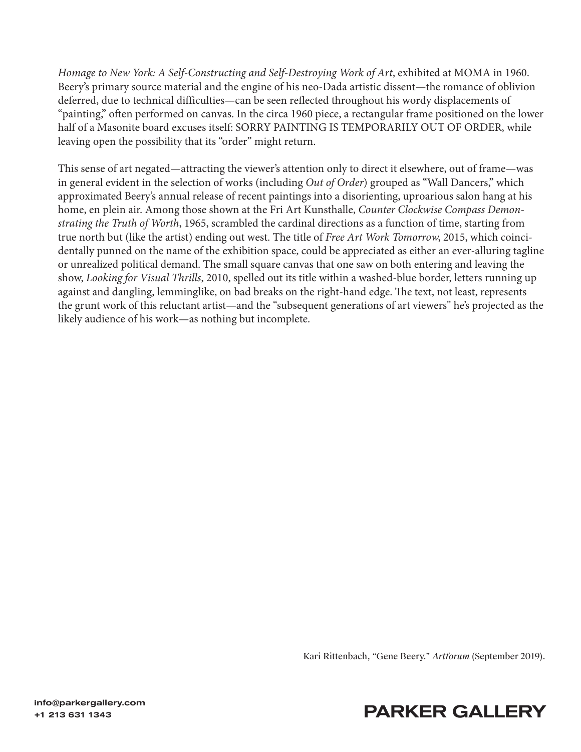*Homage to New York: A Self-Constructing and Self-Destroying Work of Art*, exhibited at MOMA in 1960. Beery's primary source material and the engine of his neo-Dada artistic dissent—the romance of oblivion deferred, due to technical difficulties—can be seen reflected throughout his wordy displacements of "painting," often performed on canvas. In the circa 1960 piece, a rectangular frame positioned on the lower half of a Masonite board excuses itself: SORRY PAINTING IS TEMPORARILY OUT OF ORDER, while leaving open the possibility that its "order" might return.

This sense of art negated—attracting the viewer's attention only to direct it elsewhere, out of frame—was in general evident in the selection of works (including *Out of Order*) grouped as "Wall Dancers," which approximated Beery's annual release of recent paintings into a disorienting, uproarious salon hang at his home, en plein air. Among those shown at the Fri Art Kunsthalle, *Counter Clockwise Compass Demonstrating the Truth of Worth*, 1965, scrambled the cardinal directions as a function of time, starting from true north but (like the artist) ending out west. The title of *Free Art Work Tomorrow*, 2015, which coincidentally punned on the name of the exhibition space, could be appreciated as either an ever-alluring tagline or unrealized political demand. The small square canvas that one saw on both entering and leaving the show, *Looking for Visual Thrills*, 2010, spelled out its title within a washed-blue border, letters running up against and dangling, lemminglike, on bad breaks on the right-hand edge. The text, not least, represents the grunt work of this reluctant artist—and the "subsequent generations of art viewers" he's projected as the likely audience of his work—as nothing but incomplete.

Kari Rittenbach, "Gene Beery." *Artforum* (September 2019).

info@parkergallery.com
+1 213 631 1343

**PARKER GALLERY**